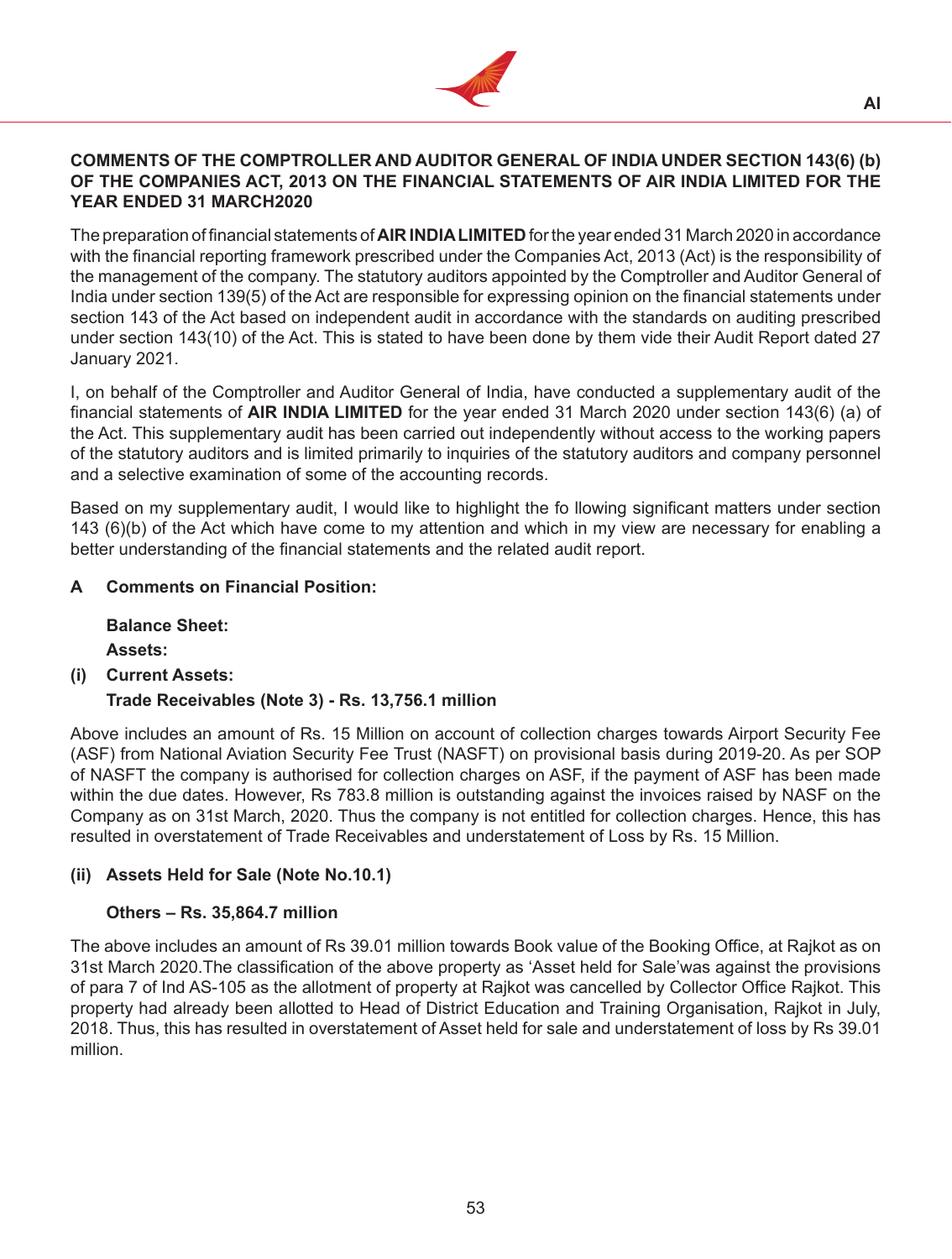**COMMENTS OF THE COMPTROLLER AND AUDITOR GENERAL OF INDIA UNDER SECTION 143(6) (b) OF THE COMPANIES ACT, 2013 ON THE FINANCIAL STATEMENTS OF AIR INDIA LIMITED FOR THE YEAR ENDED 31 MARCH2020**

The preparation of financial statements of **AIR INDIA LIMITED** for the year ended 31 March 2020 in accordance with the financial reporting framework prescribed under the Companies Act, 2013 (Act) is the responsibility of the management of the company. The statutory auditors appointed by the Comptroller and Auditor General of India under section 139(5) of the Act are responsible for expressing opinion on the financial statements under section 143 of the Act based on independent audit in accordance with the standards on auditing prescribed under section 143(10) of the Act. This is stated to have been done by them vide their Audit Report dated 27 January 2021.

I, on behalf of the Comptroller and Auditor General of India, have conducted a supplementary audit of the financial statements of **AIR INDIA LIMITED** for the year ended 31 March 2020 under section 143(6) (a) of the Act. This supplementary audit has been carried out independently without access to the working papers of the statutory auditors and is limited primarily to inquiries of the statutory auditors and company personnel and a selective examination of some of the accounting records.

Based on my supplementary audit, I would like to highlight the fo llowing significant matters under section 143 (6)(b) of the Act which have come to my attention and which in my view are necessary for enabling a better understanding of the financial statements and the related audit report.

**A Comments on Financial Position:**

**Balance Sheet:**

**Assets:**

**(i) Current Assets:**

**Trade Receivables (Note 3) - Rs. 13,756.1 million**

Above includes an amount of Rs. 15 Million on account of collection charges towards Airport Security Fee (ASF) from National Aviation Security Fee Trust (NASFT) on provisional basis during 2019-20. As per SOP of NASFT the company is authorised for collection charges on ASF, if the payment of ASF has been made within the due dates. However, Rs 783.8 million is outstanding against the invoices raised by NASF on the Company as on 31st March, 2020. Thus the company is not entitled for collection charges. Hence, this has resulted in overstatement of Trade Receivables and understatement of Loss by Rs. 15 Million.

**(ii) Assets Held for Sale (Note No.10.1)**

**Others – Rs. 35,864.7 million**

The above includes an amount of Rs 39.01 million towards Book value of the Booking Office, at Rajkot as on 31st March 2020.The classification of the above property as 'Asset held for Sale'was against the provisions of para 7 of Ind AS-105 as the allotment of property at Rajkot was cancelled by Collector Office Rajkot. This property had already been allotted to Head of District Education and Training Organisation, Rajkot in July, 2018. Thus, this has resulted in overstatement of Asset held for sale and understatement of loss by Rs 39.01 million.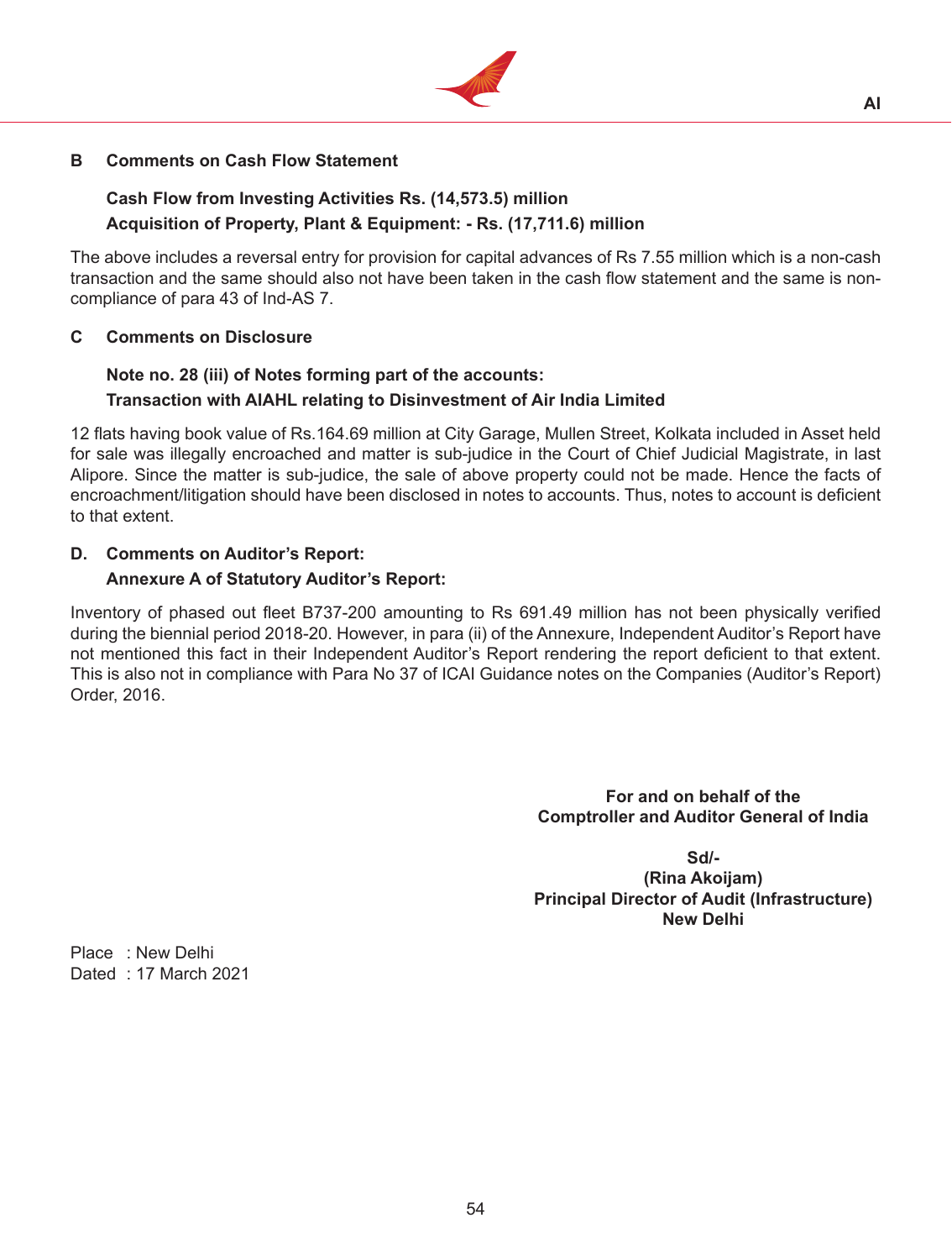## B Comments on Cash Flow Statement

**Cash Flow from Investing Activities Rs. (14,573.5) million**

**Acquisition of Property, Plant & Equipment: - Rs. (17,711.6) million**

The above includes a reversal entry for provision for capital advances of Rs 7.55 million which is a non-cash transaction and the same should also not have been taken in the cash flow statement and the same is non-compliance of para 43 of Ind-AS 7.

## C Comments on Disclosure

**Note no. 28 (iii) of Notes forming part of the accounts:**

**Transaction with AIAHL relating to Disinvestment of Air India Limited**

12 flats having book value of Rs.164.69 million at City Garage, Mullen Street, Kolkata included in Asset held for sale was illegally encroached and matter is sub-judice in the Court of Chief Judicial Magistrate, in last Alipore. Since the matter is sub-judice, the sale of above property could not be made. Hence the facts of encroachment/litigation should have been disclosed in notes to accounts. Thus, notes to account is deficient to that extent.

## D. Comments on Auditor's Report:

**Annexure A of Statutory Auditor's Report:**

Inventory of phased out fleet B737-200 amounting to Rs 691.49 million has not been physically verified during the biennial period 2018-20. However, in para (ii) of the Annexure, Independent Auditor's Report have not mentioned this fact in their Independent Auditor's Report rendering the report deficient to that extent. This is also not in compliance with Para No 37 of ICAI Guidance notes on the Companies (Auditor's Report) Order, 2016.

**For and on behalf of the**
**Comptroller and Auditor General of India**

**Sd/-**
**(Rina Akoijam)**
**Principal Director of Audit (Infrastructure)**
**New Delhi**

Place : New Delhi
Dated : 17 March 2021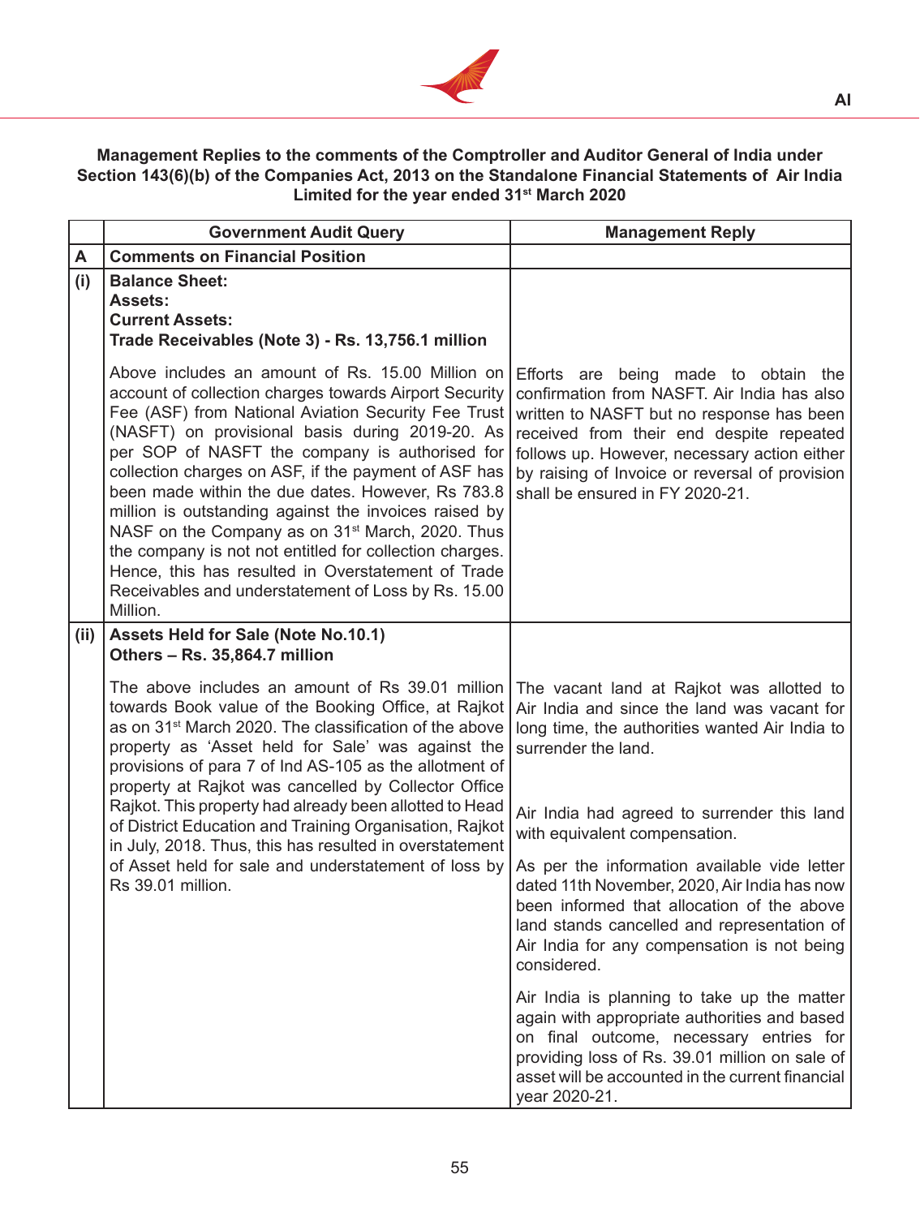**Management Replies to the comments of the Comptroller and Auditor General of India under Section 143(6)(b) of the Companies Act, 2013 on the Standalone Financial Statements of Air India Limited for the year ended 31st March 2020**

| | Government Audit Query | Management Reply |
|---|---|---|
| **A** | **Comments on Financial Position** | |
| **(i)** | **Balance Sheet:**<br>**Assets:**<br>**Current Assets:**<br>**Trade Receivables (Note 3) - Rs. 13,756.1 million**<br><br>Above includes an amount of Rs. 15.00 Million on account of collection charges towards Airport Security Fee (ASF) from National Aviation Security Fee Trust (NASFT) on provisional basis during 2019-20. As per SOP of NASFT the company is authorised for collection charges on ASF, if the payment of ASF has been made within the due dates. However, Rs 783.8 million is outstanding against the invoices raised by NASF on the Company as on 31st March, 2020. Thus the company is not not entitled for collection charges. Hence, this has resulted in Overstatement of Trade Receivables and understatement of Loss by Rs. 15.00 Million. | Efforts are being made to obtain the confirmation from NASFT. Air India has also written to NASFT but no response has been received from their end despite repeated follows up. However, necessary action either by raising of Invoice or reversal of provision shall be ensured in FY 2020-21. |
| **(ii)** | **Assets Held for Sale (Note No.10.1)**<br>**Others – Rs. 35,864.7 million**<br><br>The above includes an amount of Rs 39.01 million towards Book value of the Booking Office, at Rajkot as on 31st March 2020. The classification of the above property as 'Asset held for Sale' was against the provisions of para 7 of Ind AS-105 as the allotment of property at Rajkot was cancelled by Collector Office Rajkot. This property had already been allotted to Head of District Education and Training Organisation, Rajkot in July, 2018. Thus, this has resulted in overstatement of Asset held for sale and understatement of loss by Rs 39.01 million. | The vacant land at Rajkot was allotted to Air India and since the land was vacant for long time, the authorities wanted Air India to surrender the land.<br><br>Air India had agreed to surrender this land with equivalent compensation.<br><br>As per the information available vide letter dated 11th November, 2020, Air India has now been informed that allocation of the above land stands cancelled and representation of Air India for any compensation is not being considered.<br><br>Air India is planning to take up the matter again with appropriate authorities and based on final outcome, necessary entries for providing loss of Rs. 39.01 million on sale of asset will be accounted in the current financial year 2020-21. |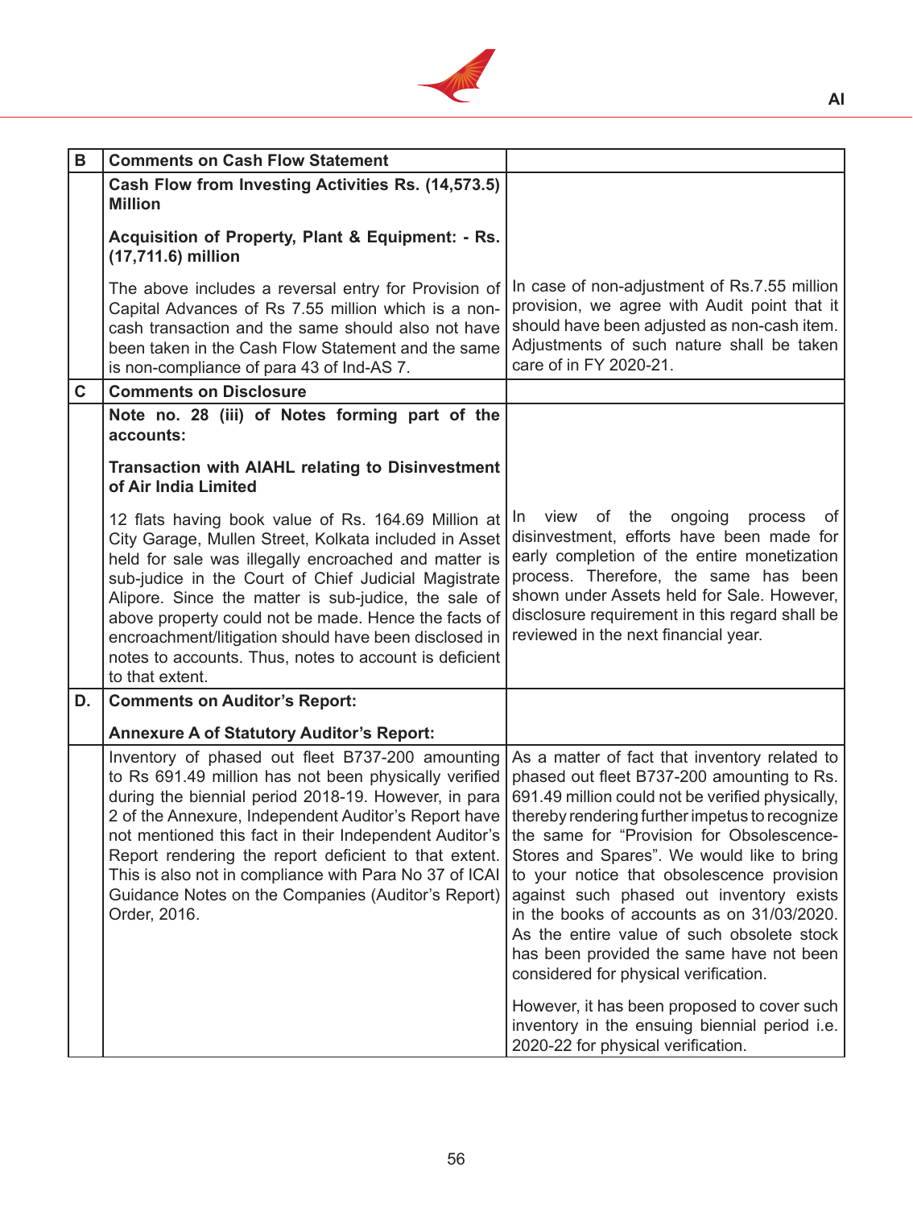| | | |
|---|---|---|
| **B** | **Comments on Cash Flow Statement** | |
| | **Cash Flow from Investing Activities Rs. (14,573.5) Million**<br><br>**Acquisition of Property, Plant & Equipment: - Rs. (17,711.6) million**<br><br>The above includes a reversal entry for Provision of Capital Advances of Rs 7.55 million which is a non-cash transaction and the same should also not have been taken in the Cash Flow Statement and the same is non-compliance of para 43 of Ind-AS 7. | In case of non-adjustment of Rs.7.55 million provision, we agree with Audit point that it should have been adjusted as non-cash item. Adjustments of such nature shall be taken care of in FY 2020-21. |
| **C** | **Comments on Disclosure** | |
| | **Note no. 28 (iii) of Notes forming part of the accounts:**<br><br>**Transaction with AIAHL relating to Disinvestment of Air India Limited**<br><br>12 flats having book value of Rs. 164.69 Million at City Garage, Mullen Street, Kolkata included in Asset held for sale was illegally encroached and matter is sub-judice in the Court of Chief Judicial Magistrate Alipore. Since the matter is sub-judice, the sale of above property could not be made. Hence the facts of encroachment/litigation should have been disclosed in notes to accounts. Thus, notes to account is deficient to that extent. | In view of the ongoing process of disinvestment, efforts have been made for early completion of the entire monetization process. Therefore, the same has been shown under Assets held for Sale. However, disclosure requirement in this regard shall be reviewed in the next financial year. |
| **D.** | **Comments on Auditor's Report:**<br><br>**Annexure A of Statutory Auditor's Report:** | |
| | Inventory of phased out fleet B737-200 amounting to Rs 691.49 million has not been physically verified during the biennial period 2018-19. However, in para 2 of the Annexure, Independent Auditor's Report have not mentioned this fact in their Independent Auditor's Report rendering the report deficient to that extent. This is also not in compliance with Para No 37 of ICAI Guidance Notes on the Companies (Auditor's Report) Order, 2016. | As a matter of fact that inventory related to phased out fleet B737-200 amounting to Rs. 691.49 million could not be verified physically, thereby rendering further impetus to recognize the same for "Provision for Obsolescence-Stores and Spares". We would like to bring to your notice that obsolescence provision against such phased out inventory exists in the books of accounts as on 31/03/2020. As the entire value of such obsolete stock has been provided the same have not been considered for physical verification.<br><br>However, it has been proposed to cover such inventory in the ensuing biennial period i.e. 2020-22 for physical verification. |